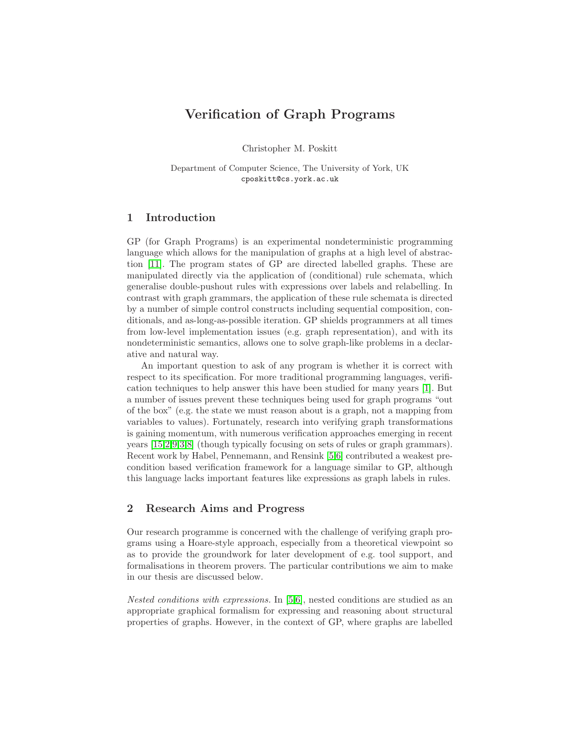# Verification of Graph Programs

Christopher M. Poskitt

Department of Computer Science, The University of York, UK
cposkitt@cs.york.ac.uk

## 1 Introduction

GP (for Graph Programs) is an experimental nondeterministic programming language which allows for the manipulation of graphs at a high level of abstraction [11]. The program states of GP are directed labelled graphs. These are manipulated directly via the application of (conditional) rule schemata, which generalise double-pushout rules with expressions over labels and relabelling. In contrast with graph grammars, the application of these rule schemata is directed by a number of simple control constructs including sequential composition, conditionals, and as-long-as-possible iteration. GP shields programmers at all times from low-level implementation issues (e.g. graph representation), and with its nondeterministic semantics, allows one to solve graph-like problems in a declarative and natural way.

An important question to ask of any program is whether it is correct with respect to its specification. For more traditional programming languages, verification techniques to help answer this have been studied for many years [1]. But a number of issues prevent these techniques being used for graph programs "out of the box" (e.g. the state we must reason about is a graph, not a mapping from variables to values). Fortunately, research into verifying graph transformations is gaining momentum, with numerous verification approaches emerging in recent years [15,2,9,3,8] (though typically focusing on sets of rules or graph grammars). Recent work by Habel, Pennemann, and Rensink [5,6] contributed a weakest precondition based verification framework for a language similar to GP, although this language lacks important features like expressions as graph labels in rules.

## 2 Research Aims and Progress

Our research programme is concerned with the challenge of verifying graph programs using a Hoare-style approach, especially from a theoretical viewpoint so as to provide the groundwork for later development of e.g. tool support, and formalisations in theorem provers. The particular contributions we aim to make in our thesis are discussed below.

*Nested conditions with expressions.* In [5,6], nested conditions are studied as an appropriate graphical formalism for expressing and reasoning about structural properties of graphs. However, in the context of GP, where graphs are labelled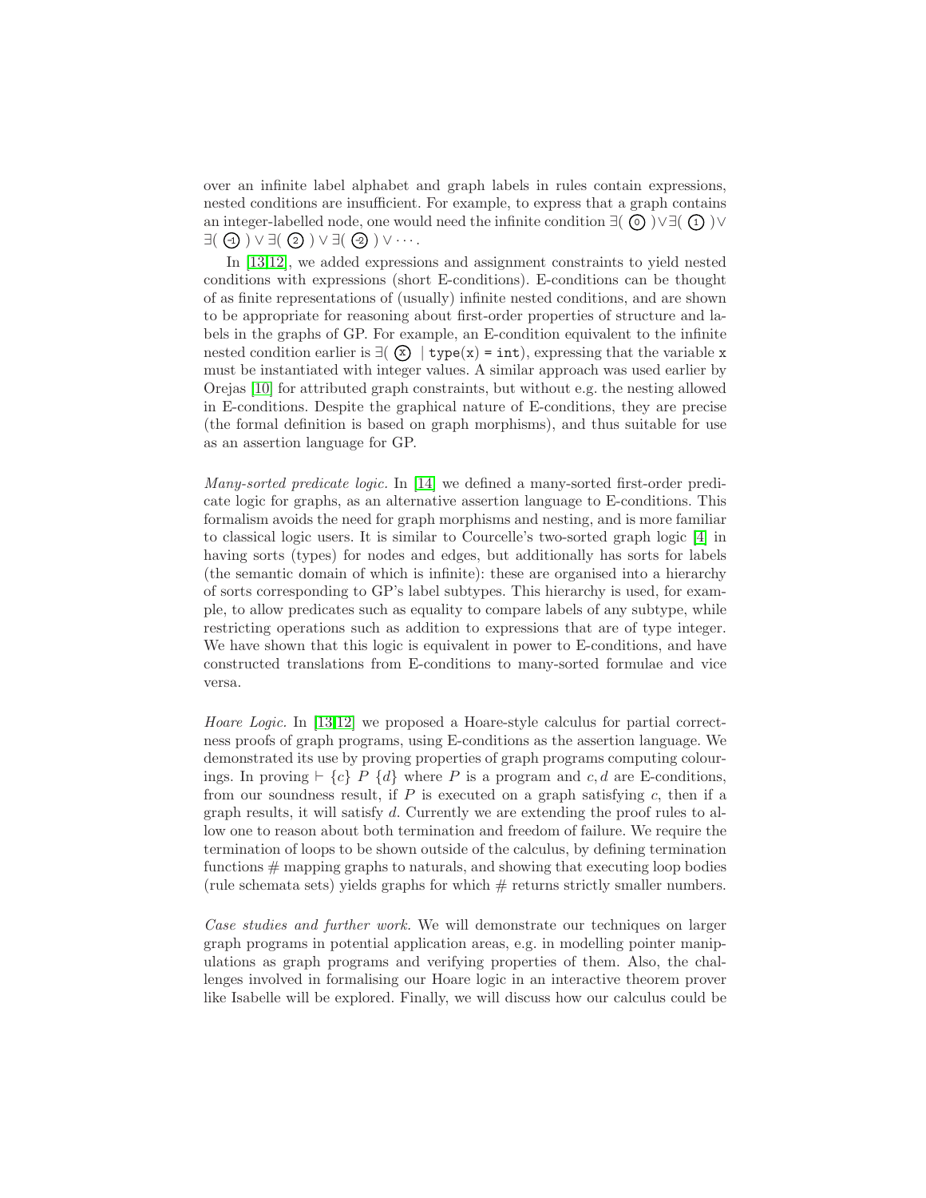over an infinite label alphabet and graph labels in rules contain expressions, nested conditions are insufficient. For example, to express that a graph contains an integer-labelled node, one would need the infinite condition $\exists(\,\textcircled{0}\,) \vee \exists(\,\textcircled{1}\,) \vee \exists(\,\textcircled{-1}\,) \vee \exists(\,\textcircled{2}\,) \vee \exists(\,\textcircled{-2}\,) \vee \cdots$.

In [13,12], we added expressions and assignment constraints to yield nested conditions with expressions (short E-conditions). E-conditions can be thought of as finite representations of (usually) infinite nested conditions, and are shown to be appropriate for reasoning about first-order properties of structure and labels in the graphs of GP. For example, an E-condition equivalent to the infinite nested condition earlier is $\exists(\,\textcircled{x}\mid \mathtt{type(x) = int})$, expressing that the variable `x` must be instantiated with integer values. A similar approach was used earlier by Orejas [10] for attributed graph constraints, but without e.g. the nesting allowed in E-conditions. Despite the graphical nature of E-conditions, they are precise (the formal definition is based on graph morphisms), and thus suitable for use as an assertion language for GP.

*Many-sorted predicate logic.* In [14] we defined a many-sorted first-order predicate logic for graphs, as an alternative assertion language to E-conditions. This formalism avoids the need for graph morphisms and nesting, and is more familiar to classical logic users. It is similar to Courcelle's two-sorted graph logic [4] in having sorts (types) for nodes and edges, but additionally has sorts for labels (the semantic domain of which is infinite): these are organised into a hierarchy of sorts corresponding to GP's label subtypes. This hierarchy is used, for example, to allow predicates such as equality to compare labels of any subtype, while restricting operations such as addition to expressions that are of type integer. We have shown that this logic is equivalent in power to E-conditions, and have constructed translations from E-conditions to many-sorted formulae and vice versa.

*Hoare Logic.* In [13,12] we proposed a Hoare-style calculus for partial correctness proofs of graph programs, using E-conditions as the assertion language. We demonstrated its use by proving properties of graph programs computing colourings. In proving $\vdash \{c\}\ P\ \{d\}$ where $P$ is a program and $c, d$ are E-conditions, from our soundness result, if $P$ is executed on a graph satisfying $c$, then if a graph results, it will satisfy $d$. Currently we are extending the proof rules to allow one to reason about both termination and freedom of failure. We require the termination of loops to be shown outside of the calculus, by defining termination functions $\#$ mapping graphs to naturals, and showing that executing loop bodies (rule schemata sets) yields graphs for which $\#$ returns strictly smaller numbers.

*Case studies and further work.* We will demonstrate our techniques on larger graph programs in potential application areas, e.g. in modelling pointer manipulations as graph programs and verifying properties of them. Also, the challenges involved in formalising our Hoare logic in an interactive theorem prover like Isabelle will be explored. Finally, we will discuss how our calculus could be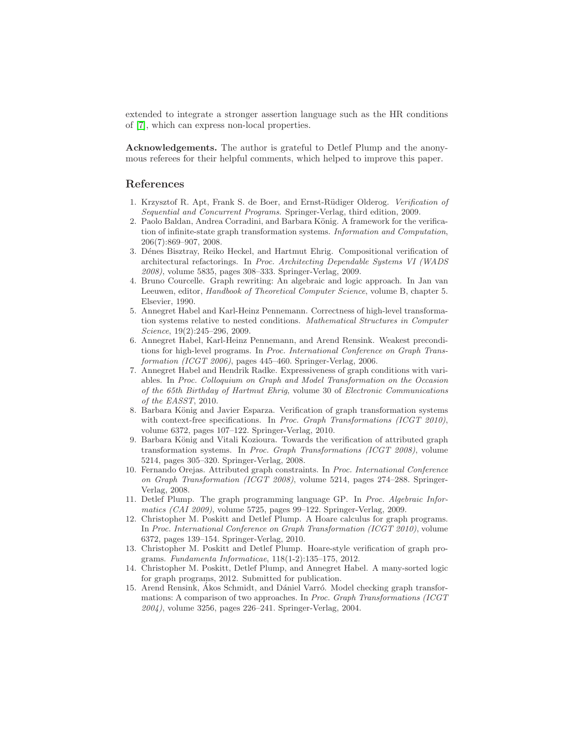extended to integrate a stronger assertion language such as the HR conditions of [7], which can express non-local properties.

**Acknowledgements.** The author is grateful to Detlef Plump and the anonymous referees for their helpful comments, which helped to improve this paper.

## References

1. Krzysztof R. Apt, Frank S. de Boer, and Ernst-Rüdiger Olderog. *Verification of Sequential and Concurrent Programs*. Springer-Verlag, third edition, 2009.
2. Paolo Baldan, Andrea Corradini, and Barbara König. A framework for the verification of infinite-state graph transformation systems. *Information and Computation*, 206(7):869–907, 2008.
3. Dénes Bisztray, Reiko Heckel, and Hartmut Ehrig. Compositional verification of architectural refactorings. In *Proc. Architecting Dependable Systems VI (WADS 2008)*, volume 5835, pages 308–333. Springer-Verlag, 2009.
4. Bruno Courcelle. Graph rewriting: An algebraic and logic approach. In Jan van Leeuwen, editor, *Handbook of Theoretical Computer Science*, volume B, chapter 5. Elsevier, 1990.
5. Annegret Habel and Karl-Heinz Pennemann. Correctness of high-level transformation systems relative to nested conditions. *Mathematical Structures in Computer Science*, 19(2):245–296, 2009.
6. Annegret Habel, Karl-Heinz Pennemann, and Arend Rensink. Weakest preconditions for high-level programs. In *Proc. International Conference on Graph Transformation (ICGT 2006)*, pages 445–460. Springer-Verlag, 2006.
7. Annegret Habel and Hendrik Radke. Expressiveness of graph conditions with variables. In *Proc. Colloquium on Graph and Model Transformation on the Occasion of the 65th Birthday of Hartmut Ehrig*, volume 30 of *Electronic Communications of the EASST*, 2010.
8. Barbara König and Javier Esparza. Verification of graph transformation systems with context-free specifications. In *Proc. Graph Transformations (ICGT 2010)*, volume 6372, pages 107–122. Springer-Verlag, 2010.
9. Barbara König and Vitali Kozioura. Towards the verification of attributed graph transformation systems. In *Proc. Graph Transformations (ICGT 2008)*, volume 5214, pages 305–320. Springer-Verlag, 2008.
10. Fernando Orejas. Attributed graph constraints. In *Proc. International Conference on Graph Transformation (ICGT 2008)*, volume 5214, pages 274–288. Springer-Verlag, 2008.
11. Detlef Plump. The graph programming language GP. In *Proc. Algebraic Informatics (CAI 2009)*, volume 5725, pages 99–122. Springer-Verlag, 2009.
12. Christopher M. Poskitt and Detlef Plump. A Hoare calculus for graph programs. In *Proc. International Conference on Graph Transformation (ICGT 2010)*, volume 6372, pages 139–154. Springer-Verlag, 2010.
13. Christopher M. Poskitt and Detlef Plump. Hoare-style verification of graph programs. *Fundamenta Informaticae*, 118(1-2):135–175, 2012.
14. Christopher M. Poskitt, Detlef Plump, and Annegret Habel. A many-sorted logic for graph programs, 2012. Submitted for publication.
15. Arend Rensink, Ákos Schmidt, and Dániel Varró. Model checking graph transformations: A comparison of two approaches. In *Proc. Graph Transformations (ICGT 2004)*, volume 3256, pages 226–241. Springer-Verlag, 2004.